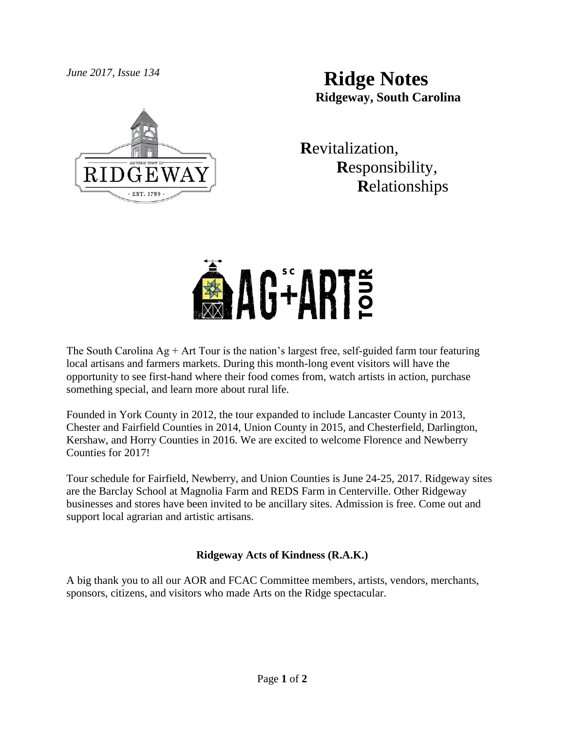*June 2017, Issue 134*

# Ridge Notes

**Ridgeway, South Carolina**

**R**evitalization,
**R**esponsibility,
**R**elationships

The South Carolina Ag + Art Tour is the nation's largest free, self-guided farm tour featuring local artisans and farmers markets. During this month-long event visitors will have the opportunity to see first-hand where their food comes from, watch artists in action, purchase something special, and learn more about rural life.

Founded in York County in 2012, the tour expanded to include Lancaster County in 2013, Chester and Fairfield Counties in 2014, Union County in 2015, and Chesterfield, Darlington, Kershaw, and Horry Counties in 2016. We are excited to welcome Florence and Newberry Counties for 2017!

Tour schedule for Fairfield, Newberry, and Union Counties is June 24-25, 2017. Ridgeway sites are the Barclay School at Magnolia Farm and REDS Farm in Centerville. Other Ridgeway businesses and stores have been invited to be ancillary sites. Admission is free. Come out and support local agrarian and artistic artisans.

## Ridgeway Acts of Kindness (R.A.K.)

A big thank you to all our AOR and FCAC Committee members, artists, vendors, merchants, sponsors, citizens, and visitors who made Arts on the Ridge spectacular.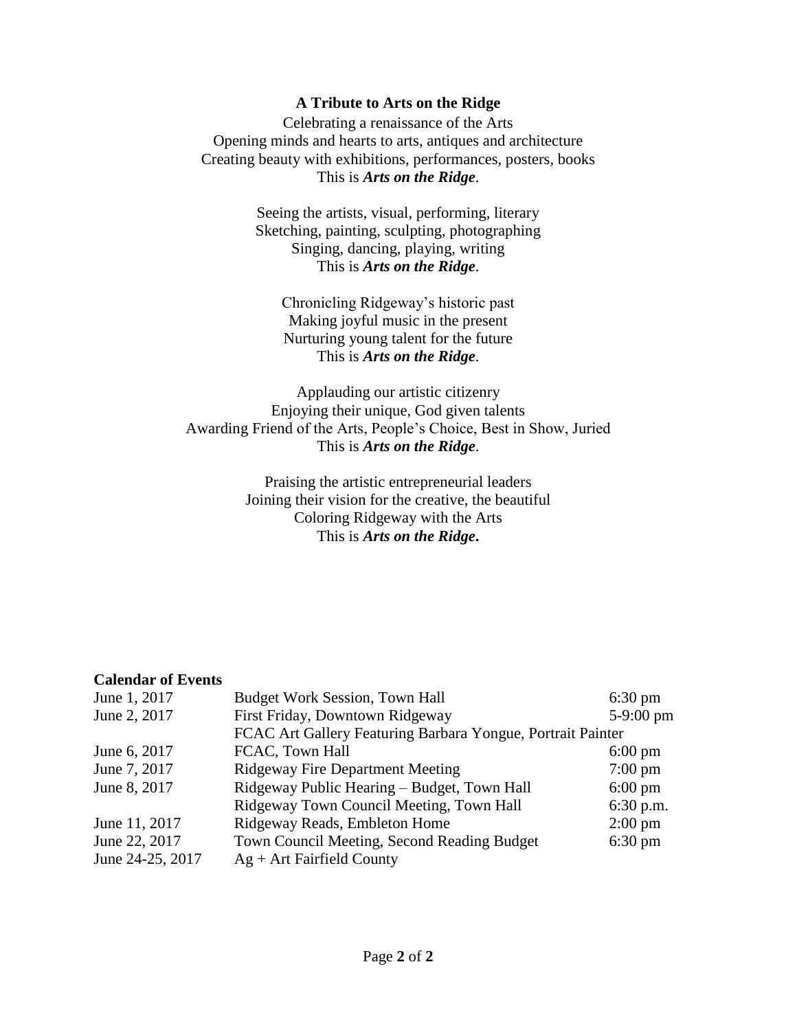**A Tribute to Arts on the Ridge**

Celebrating a renaissance of the Arts
Opening minds and hearts to arts, antiques and architecture
Creating beauty with exhibitions, performances, posters, books
This is ***Arts on the Ridge***.

Seeing the artists, visual, performing, literary
Sketching, painting, sculpting, photographing
Singing, dancing, playing, writing
This is ***Arts on the Ridge***.

Chronicling Ridgeway's historic past
Making joyful music in the present
Nurturing young talent for the future
This is ***Arts on the Ridge***.

Applauding our artistic citizenry
Enjoying their unique, God given talents
Awarding Friend of the Arts, People's Choice, Best in Show, Juried
This is ***Arts on the Ridge***.

Praising the artistic entrepreneurial leaders
Joining their vision for the creative, the beautiful
Coloring Ridgeway with the Arts
This is ***Arts on the Ridge*.**

**Calendar of Events**

| | | |
|---|---|---|
| June 1, 2017 | Budget Work Session, Town Hall | 6:30 pm |
| June 2, 2017 | First Friday, Downtown Ridgeway | 5-9:00 pm |
| | FCAC Art Gallery Featuring Barbara Yongue, Portrait Painter | |
| June 6, 2017 | FCAC, Town Hall | 6:00 pm |
| June 7, 2017 | Ridgeway Fire Department Meeting | 7:00 pm |
| June 8, 2017 | Ridgeway Public Hearing – Budget, Town Hall | 6:00 pm |
| | Ridgeway Town Council Meeting, Town Hall | 6:30 p.m. |
| June 11, 2017 | Ridgeway Reads, Embleton Home | 2:00 pm |
| June 22, 2017 | Town Council Meeting, Second Reading Budget | 6:30 pm |
| June 24-25, 2017 | Ag + Art Fairfield County | |